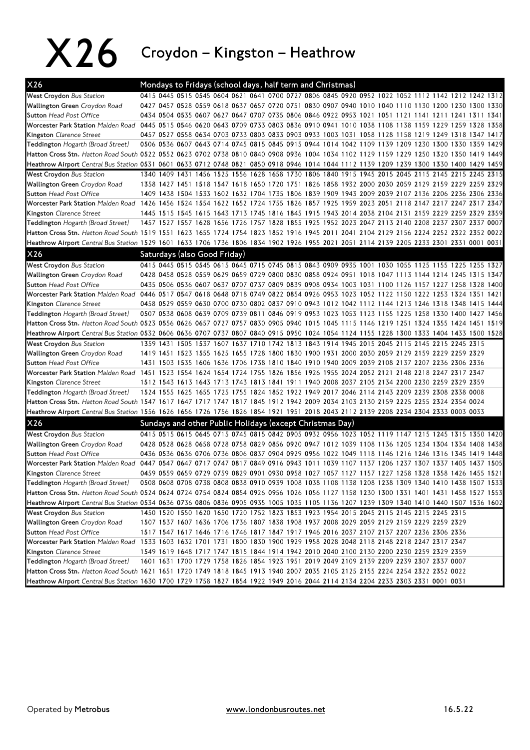# X26 Croydon – Kingston – Heathrow

## X26 Mondays to Fridays (school days, half term and Christmas)

| Stop | | | | | | | | | | | | | | | | | | | | | | | | |
|---|---|---|---|---|---|---|---|---|---|---|---|---|---|---|---|---|---|---|---|---|---|---|---|---|
| **West Croydon** *Bus Station* | 0415 | 0445 | 0515 | 0545 | 0604 | 0621 | 0641 | 0700 | 0727 | 0806 | 0845 | 0920 | 0952 | 1022 | 1052 | 1112 | 1142 | 1212 | 1242 | 1312 |
| **Wallington Green** *Croydon Road* | 0427 | 0457 | 0528 | 0559 | 0618 | 0637 | 0657 | 0720 | 0751 | 0830 | 0907 | 0940 | 1010 | 1040 | 1110 | 1130 | 1200 | 1230 | 1300 | 1330 |
| **Sutton** *Head Post Office* | 0434 | 0504 | 0535 | 0607 | 0627 | 0647 | 0707 | 0735 | 0806 | 0846 | 0922 | 0953 | 1021 | 1051 | 1121 | 1141 | 1211 | 1241 | 1311 | 1341 |
| **Worcester Park Station** *Malden Road* | 0445 | 0515 | 0546 | 0620 | 0643 | 0709 | 0733 | 0803 | 0836 | 0910 | 0941 | 1010 | 1038 | 1108 | 1138 | 1159 | 1229 | 1259 | 1328 | 1358 |
| **Kingston** *Clarence Street* | 0457 | 0527 | 0558 | 0634 | 0703 | 0733 | 0803 | 0833 | 0903 | 0933 | 1003 | 1031 | 1058 | 1128 | 1158 | 1219 | 1249 | 1318 | 1347 | 1417 |
| **Teddington** *Hogarth (Broad Street)* | 0506 | 0536 | 0607 | 0643 | 0714 | 0745 | 0815 | 0845 | 0915 | 0944 | 1014 | 1042 | 1109 | 1139 | 1209 | 1230 | 1300 | 1330 | 1359 | 1429 |
| **Hatton Cross Stn.** *Hatton Road South* | 0522 | 0552 | 0623 | 0702 | 0738 | 0810 | 0840 | 0908 | 0936 | 1004 | 1034 | 1102 | 1129 | 1159 | 1229 | 1250 | 1320 | 1350 | 1419 | 1449 |
| **Heathrow Airport** *Central Bus Station* | 0531 | 0601 | 0633 | 0712 | 0748 | 0821 | 0850 | 0918 | 0946 | 1014 | 1044 | 1112 | 1139 | 1209 | 1239 | 1300 | 1330 | 1400 | 1429 | 1459 |
| **West Croydon** *Bus Station* | 1340 | 1409 | 1431 | 1456 | 1525 | 1556 | 1628 | 1658 | 1730 | 1806 | 1840 | 1915 | 1945 | 2015 | 2045 | 2115 | 2145 | 2215 | 2245 | 2315 |
| **Wallington Green** *Croydon Road* | 1358 | 1427 | 1451 | 1518 | 1547 | 1618 | 1650 | 1720 | 1751 | 1826 | 1858 | 1932 | 2000 | 2030 | 2059 | 2129 | 2159 | 2229 | 2259 | 2329 |
| **Sutton** *Head Post Office* | 1409 | 1438 | 1504 | 1533 | 1602 | 1632 | 1704 | 1735 | 1806 | 1839 | 1909 | 1943 | 2009 | 2039 | 2107 | 2136 | 2206 | 2236 | 2306 | 2336 |
| **Worcester Park Station** *Malden Road* | 1426 | 1456 | 1524 | 1554 | 1622 | 1652 | 1724 | 1755 | 1826 | 1857 | 1925 | 1959 | 2023 | 2051 | 2118 | 2147 | 2217 | 2247 | 2317 | 2347 |
| **Kingston** *Clarence Street* | 1445 | 1515 | 1545 | 1615 | 1643 | 1713 | 1745 | 1816 | 1845 | 1915 | 1943 | 2014 | 2038 | 2104 | 2131 | 2159 | 2229 | 2259 | 2329 | 2359 |
| **Teddington** *Hogarth (Broad Street)* | 1457 | 1527 | 1557 | 1628 | 1656 | 1726 | 1757 | 1828 | 1855 | 1925 | 1952 | 2023 | 2047 | 2113 | 2140 | 2208 | 2237 | 2307 | 2337 | 0007 |
| **Hatton Cross Stn.** *Hatton Road South* | 1519 | 1551 | 1623 | 1655 | 1724 | 1754 | 1823 | 1852 | 1916 | 1945 | 2011 | 2041 | 2104 | 2129 | 2156 | 2224 | 2252 | 2322 | 2352 | 0022 |
| **Heathrow Airport** *Central Bus Station* | 1529 | 1601 | 1633 | 1706 | 1736 | 1806 | 1834 | 1902 | 1926 | 1955 | 2021 | 2051 | 2114 | 2139 | 2205 | 2233 | 2301 | 2331 | 0001 | 0031 |

## X26 Saturdays (also Good Friday)

| Stop | | | | | | | | | | | | | | | | | | | | |
|---|---|---|---|---|---|---|---|---|---|---|---|---|---|---|---|---|---|---|---|---|
| **West Croydon** *Bus Station* | 0415 | 0445 | 0515 | 0545 | 0615 | 0645 | 0715 | 0745 | 0815 | 0843 | 0909 | 0935 | 1001 | 1030 | 1055 | 1125 | 1155 | 1225 | 1255 | 1327 |
| **Wallington Green** *Croydon Road* | 0428 | 0458 | 0528 | 0559 | 0629 | 0659 | 0729 | 0800 | 0830 | 0858 | 0924 | 0951 | 1018 | 1047 | 1113 | 1144 | 1214 | 1245 | 1315 | 1347 |
| **Sutton** *Head Post Office* | 0435 | 0506 | 0536 | 0607 | 0637 | 0707 | 0737 | 0809 | 0839 | 0908 | 0934 | 1003 | 1031 | 1100 | 1126 | 1157 | 1227 | 1258 | 1328 | 1400 |
| **Worcester Park Station** *Malden Road* | 0446 | 0517 | 0547 | 0618 | 0648 | 0718 | 0749 | 0822 | 0854 | 0926 | 0953 | 1023 | 1052 | 1122 | 1150 | 1222 | 1253 | 1324 | 1351 | 1421 |
| **Kingston** *Clarence Street* | 0458 | 0529 | 0559 | 0630 | 0700 | 0730 | 0802 | 0837 | 0910 | 0943 | 1012 | 1042 | 1112 | 1144 | 1213 | 1246 | 1318 | 1348 | 1415 | 1444 |
| **Teddington** *Hogarth (Broad Street)* | 0507 | 0538 | 0608 | 0639 | 0709 | 0739 | 0811 | 0846 | 0919 | 0953 | 1023 | 1053 | 1123 | 1155 | 1225 | 1258 | 1330 | 1400 | 1427 | 1456 |
| **Hatton Cross Stn.** *Hatton Road South* | 0523 | 0556 | 0626 | 0657 | 0727 | 0757 | 0830 | 0905 | 0940 | 1015 | 1045 | 1115 | 1146 | 1219 | 1251 | 1324 | 1355 | 1424 | 1451 | 1519 |
| **Heathrow Airport** *Central Bus Station* | 0532 | 0606 | 0636 | 0707 | 0737 | 0807 | 0840 | 0915 | 0950 | 1024 | 1054 | 1124 | 1155 | 1228 | 1300 | 1333 | 1404 | 1433 | 1500 | 1528 |
| **West Croydon** *Bus Station* | 1359 | 1431 | 1505 | 1537 | 1607 | 1637 | 1710 | 1742 | 1813 | 1843 | 1914 | 1945 | 2015 | 2045 | 2115 | 2145 | 2215 | 2245 | 2315 | |
| **Wallington Green** *Croydon Road* | 1419 | 1451 | 1523 | 1555 | 1625 | 1655 | 1728 | 1800 | 1830 | 1900 | 1931 | 2000 | 2030 | 2059 | 2129 | 2159 | 2229 | 2259 | 2329 | |
| **Sutton** *Head Post Office* | 1431 | 1503 | 1535 | 1606 | 1636 | 1706 | 1738 | 1810 | 1840 | 1910 | 1940 | 2009 | 2039 | 2108 | 2137 | 2207 | 2236 | 2306 | 2336 | |
| **Worcester Park Station** *Malden Road* | 1451 | 1523 | 1554 | 1624 | 1654 | 1724 | 1755 | 1826 | 1856 | 1926 | 1955 | 2024 | 2052 | 2121 | 2148 | 2218 | 2247 | 2317 | 2347 | |
| **Kingston** *Clarence Street* | 1512 | 1543 | 1613 | 1643 | 1713 | 1743 | 1813 | 1841 | 1911 | 1940 | 2008 | 2037 | 2105 | 2134 | 2200 | 2230 | 2259 | 2329 | 2359 | |
| **Teddington** *Hogarth (Broad Street)* | 1524 | 1555 | 1625 | 1655 | 1725 | 1755 | 1824 | 1852 | 1922 | 1949 | 2017 | 2046 | 2114 | 2143 | 2209 | 2239 | 2308 | 2338 | 0008 | |
| **Hatton Cross Stn.** *Hatton Road South* | 1547 | 1617 | 1647 | 1717 | 1747 | 1817 | 1845 | 1912 | 1942 | 2009 | 2034 | 2103 | 2130 | 2159 | 2225 | 2255 | 2324 | 2354 | 0024 | |
| **Heathrow Airport** *Central Bus Station* | 1556 | 1626 | 1656 | 1726 | 1756 | 1826 | 1854 | 1921 | 1951 | 2018 | 2043 | 2112 | 2139 | 2208 | 2234 | 2304 | 2333 | 0003 | 0033 | |

## X26 Sundays and other Public Holidays (except Christmas Day)

| Stop | | | | | | | | | | | | | | | | | | | | |
|---|---|---|---|---|---|---|---|---|---|---|---|---|---|---|---|---|---|---|---|---|
| **West Croydon** *Bus Station* | 0415 | 0515 | 0615 | 0645 | 0715 | 0745 | 0815 | 0842 | 0905 | 0932 | 0956 | 1023 | 1052 | 1119 | 1147 | 1215 | 1245 | 1315 | 1350 | 1420 |
| **Wallington Green** *Croydon Road* | 0428 | 0528 | 0628 | 0658 | 0728 | 0758 | 0829 | 0856 | 0920 | 0947 | 1012 | 1039 | 1108 | 1136 | 1205 | 1234 | 1304 | 1334 | 1408 | 1438 |
| **Sutton** *Head Post Office* | 0436 | 0536 | 0636 | 0706 | 0736 | 0806 | 0837 | 0904 | 0929 | 0956 | 1022 | 1049 | 1118 | 1146 | 1216 | 1246 | 1316 | 1345 | 1419 | 1448 |
| **Worcester Park Station** *Malden Road* | 0447 | 0547 | 0647 | 0717 | 0747 | 0817 | 0849 | 0916 | 0943 | 1011 | 1039 | 1107 | 1137 | 1206 | 1237 | 1307 | 1337 | 1405 | 1437 | 1505 |
| **Kingston** *Clarence Street* | 0459 | 0559 | 0659 | 0729 | 0759 | 0829 | 0901 | 0930 | 0958 | 1027 | 1057 | 1127 | 1157 | 1227 | 1258 | 1328 | 1358 | 1426 | 1455 | 1521 |
| **Teddington** *Hogarth (Broad Street)* | 0508 | 0608 | 0708 | 0738 | 0808 | 0838 | 0910 | 0939 | 1008 | 1038 | 1108 | 1138 | 1208 | 1238 | 1309 | 1340 | 1410 | 1438 | 1507 | 1533 |
| **Hatton Cross Stn.** *Hatton Road South* | 0524 | 0624 | 0724 | 0754 | 0824 | 0854 | 0926 | 0956 | 1026 | 1056 | 1127 | 1158 | 1230 | 1300 | 1331 | 1401 | 1431 | 1458 | 1527 | 1553 |
| **Heathrow Airport** *Central Bus Station* | 0534 | 0636 | 0736 | 0806 | 0836 | 0905 | 0935 | 1005 | 1035 | 1105 | 1136 | 1207 | 1239 | 1309 | 1340 | 1410 | 1440 | 1507 | 1536 | 1602 |
| **West Croydon** *Bus Station* | 1450 | 1520 | 1550 | 1620 | 1650 | 1720 | 1752 | 1823 | 1853 | 1923 | 1954 | 2015 | 2045 | 2115 | 2145 | 2215 | 2245 | 2315 | | |
| **Wallington Green** *Croydon Road* | 1507 | 1537 | 1607 | 1636 | 1706 | 1736 | 1807 | 1838 | 1908 | 1937 | 2008 | 2029 | 2059 | 2129 | 2159 | 2229 | 2259 | 2329 | | |
| **Sutton** *Head Post Office* | 1517 | 1547 | 1617 | 1646 | 1716 | 1746 | 1817 | 1847 | 1917 | 1946 | 2016 | 2037 | 2107 | 2137 | 2207 | 2236 | 2306 | 2336 | | |
| **Worcester Park Station** *Malden Road* | 1533 | 1603 | 1632 | 1701 | 1731 | 1800 | 1830 | 1900 | 1929 | 1958 | 2028 | 2048 | 2118 | 2148 | 2218 | 2247 | 2317 | 2347 | | |
| **Kingston** *Clarence Street* | 1549 | 1619 | 1648 | 1717 | 1747 | 1815 | 1844 | 1914 | 1942 | 2010 | 2040 | 2100 | 2130 | 2200 | 2230 | 2259 | 2329 | 2359 | | |
| **Teddington** *Hogarth (Broad Street)* | 1601 | 1631 | 1700 | 1729 | 1758 | 1826 | 1854 | 1923 | 1951 | 2019 | 2049 | 2109 | 2139 | 2209 | 2239 | 2307 | 2337 | 0007 | | |
| **Hatton Cross Stn.** *Hatton Road South* | 1621 | 1651 | 1720 | 1749 | 1818 | 1845 | 1913 | 1940 | 2007 | 2035 | 2105 | 2125 | 2155 | 2224 | 2254 | 2322 | 2352 | 0022 | | |
| **Heathrow Airport** *Central Bus Station* | 1630 | 1700 | 1729 | 1758 | 1827 | 1854 | 1922 | 1949 | 2016 | 2044 | 2114 | 2134 | 2204 | 2233 | 2303 | 2331 | 0001 | 0031 | | |

Operated by **Metrobus** www.londonbusroutes.net 16.5.22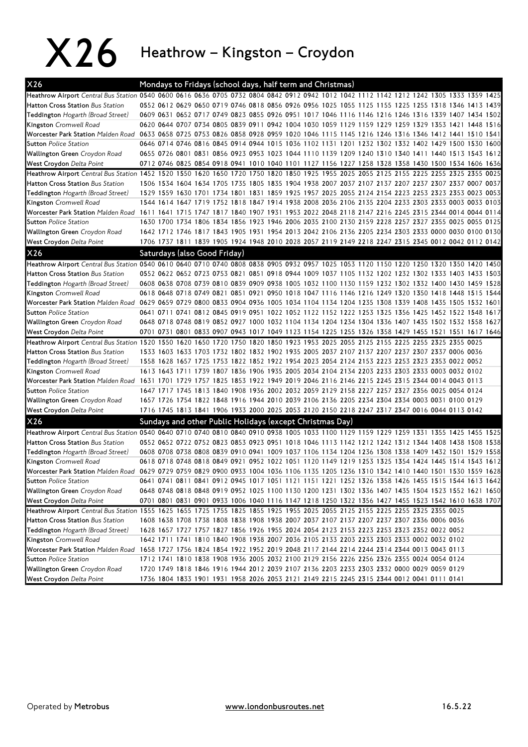# X26 Heathrow – Kingston – Croydon

## X26 Mondays to Fridays (school days, half term and Christmas)

| | | | | | | | | | | | | | | | | | | | | |
|---|---|---|---|---|---|---|---|---|---|---|---|---|---|---|---|---|---|---|---|---|
| **Heathrow Airport** *Central Bus Station* | 0540 | 0600 | 0616 | 0636 | 0705 | 0732 | 0804 | 0842 | 0912 | 0942 | 1012 | 1042 | 1112 | 1142 | 1212 | 1242 | 1305 | 1333 | 1359 | 1425 |
| **Hatton Cross Station** *Bus Station* | 0552 | 0612 | 0629 | 0650 | 0719 | 0746 | 0818 | 0856 | 0926 | 0956 | 1025 | 1055 | 1125 | 1155 | 1225 | 1255 | 1318 | 1346 | 1413 | 1439 |
| **Teddington** *Hogarth (Broad Street)* | 0609 | 0631 | 0652 | 0717 | 0749 | 0823 | 0855 | 0926 | 0951 | 1017 | 1046 | 1116 | 1146 | 1216 | 1246 | 1316 | 1339 | 1407 | 1434 | 1502 |
| **Kingston** *Cromwell Road* | 0620 | 0644 | 0707 | 0734 | 0805 | 0839 | 0911 | 0942 | 1004 | 1030 | 1059 | 1129 | 1159 | 1229 | 1259 | 1329 | 1353 | 1421 | 1448 | 1516 |
| **Worcester Park Station** *Malden Road* | 0633 | 0658 | 0725 | 0753 | 0826 | 0858 | 0928 | 0959 | 1020 | 1046 | 1115 | 1145 | 1216 | 1246 | 1316 | 1346 | 1412 | 1441 | 1510 | 1541 |
| **Sutton** *Police Station* | 0646 | 0714 | 0746 | 0816 | 0845 | 0914 | 0944 | 1015 | 1036 | 1102 | 1131 | 1201 | 1232 | 1302 | 1332 | 1402 | 1429 | 1500 | 1530 | 1600 |
| **Wallington Green** *Croydon Road* | 0655 | 0726 | 0801 | 0831 | 0856 | 0923 | 0953 | 1023 | 1044 | 1110 | 1139 | 1209 | 1240 | 1310 | 1340 | 1411 | 1440 | 1513 | 1543 | 1612 |
| **West Croydon** *Delta Point* | 0712 | 0746 | 0825 | 0854 | 0918 | 0941 | 1010 | 1040 | 1101 | 1127 | 1156 | 1227 | 1258 | 1328 | 1358 | 1430 | 1500 | 1534 | 1606 | 1636 |
| **Heathrow Airport** *Central Bus Station* | 1452 | 1520 | 1550 | 1620 | 1650 | 1720 | 1750 | 1820 | 1850 | 1925 | 1955 | 2025 | 2055 | 2125 | 2155 | 2225 | 2255 | 2325 | 2355 | 0025 |
| **Hatton Cross Station** *Bus Station* | 1506 | 1534 | 1604 | 1634 | 1705 | 1735 | 1805 | 1835 | 1904 | 1938 | 2007 | 2037 | 2107 | 2137 | 2207 | 2237 | 2307 | 2337 | 0007 | 0037 |
| **Teddington** *Hogarth (Broad Street)* | 1529 | 1559 | 1630 | 1701 | 1734 | 1801 | 1831 | 1859 | 1925 | 1957 | 2025 | 2055 | 2124 | 2154 | 2223 | 2253 | 2323 | 2353 | 0023 | 0053 |
| **Kingston** *Cromwell Road* | 1544 | 1614 | 1647 | 1719 | 1752 | 1818 | 1847 | 1914 | 1938 | 2008 | 2036 | 2106 | 2135 | 2204 | 2233 | 2303 | 2333 | 0003 | 0033 | 0103 |
| **Worcester Park Station** *Malden Road* | 1611 | 1641 | 1715 | 1747 | 1817 | 1840 | 1907 | 1931 | 1953 | 2022 | 2048 | 2118 | 2147 | 2216 | 2245 | 2315 | 2344 | 0014 | 0044 | 0114 |
| **Sutton** *Police Station* | 1630 | 1700 | 1734 | 1806 | 1834 | 1856 | 1923 | 1946 | 2006 | 2035 | 2100 | 2130 | 2159 | 2228 | 2257 | 2327 | 2355 | 0025 | 0055 | 0125 |
| **Wallington Green** *Croydon Road* | 1642 | 1712 | 1746 | 1817 | 1843 | 1905 | 1931 | 1954 | 2013 | 2042 | 2106 | 2136 | 2205 | 2234 | 2303 | 2333 | 0000 | 0030 | 0100 | 0130 |
| **West Croydon** *Delta Point* | 1706 | 1737 | 1811 | 1839 | 1905 | 1924 | 1948 | 2010 | 2028 | 2057 | 2119 | 2149 | 2218 | 2247 | 2315 | 2345 | 0012 | 0042 | 0112 | 0142 |

## X26 Saturdays (also Good Friday)

| | | | | | | | | | | | | | | | | | | | | |
|---|---|---|---|---|---|---|---|---|---|---|---|---|---|---|---|---|---|---|---|---|
| **Heathrow Airport** *Central Bus Station* | 0540 | 0610 | 0640 | 0710 | 0740 | 0808 | 0838 | 0905 | 0932 | 0957 | 1025 | 1053 | 1120 | 1150 | 1220 | 1250 | 1320 | 1350 | 1420 | 1450 |
| **Hatton Cross Station** *Bus Station* | 0552 | 0622 | 0652 | 0723 | 0753 | 0821 | 0851 | 0918 | 0944 | 1009 | 1037 | 1105 | 1132 | 1202 | 1232 | 1302 | 1333 | 1403 | 1433 | 1503 |
| **Teddington** *Hogarth (Broad Street)* | 0608 | 0638 | 0708 | 0739 | 0810 | 0839 | 0909 | 0938 | 1005 | 1032 | 1100 | 1130 | 1159 | 1232 | 1302 | 1332 | 1400 | 1430 | 1459 | 1528 |
| **Kingston** *Cromwell Road* | 0618 | 0648 | 0718 | 0749 | 0821 | 0851 | 0921 | 0950 | 1018 | 1047 | 1116 | 1146 | 1216 | 1249 | 1320 | 1350 | 1418 | 1448 | 1515 | 1544 |
| **Worcester Park Station** *Malden Road* | 0629 | 0659 | 0729 | 0800 | 0833 | 0904 | 0936 | 1005 | 1034 | 1104 | 1134 | 1204 | 1235 | 1308 | 1339 | 1408 | 1435 | 1505 | 1532 | 1601 |
| **Sutton** *Police Station* | 0641 | 0711 | 0741 | 0812 | 0845 | 0919 | 0951 | 1022 | 1052 | 1122 | 1152 | 1222 | 1253 | 1325 | 1356 | 1425 | 1452 | 1522 | 1548 | 1617 |
| **Wallington Green** *Croydon Road* | 0648 | 0718 | 0748 | 0819 | 0852 | 0927 | 1000 | 1032 | 1104 | 1134 | 1204 | 1234 | 1304 | 1336 | 1407 | 1435 | 1502 | 1532 | 1558 | 1627 |
| **West Croydon** *Delta Point* | 0701 | 0731 | 0801 | 0833 | 0907 | 0943 | 1017 | 1049 | 1123 | 1154 | 1225 | 1255 | 1326 | 1358 | 1429 | 1455 | 1521 | 1551 | 1617 | 1646 |
| **Heathrow Airport** *Central Bus Station* | 1520 | 1550 | 1620 | 1650 | 1720 | 1750 | 1820 | 1850 | 1923 | 1953 | 2025 | 2055 | 2125 | 2155 | 2225 | 2255 | 2325 | 2355 | 0025 | |
| **Hatton Cross Station** *Bus Station* | 1533 | 1603 | 1633 | 1703 | 1732 | 1802 | 1832 | 1902 | 1935 | 2005 | 2037 | 2107 | 2137 | 2207 | 2237 | 2307 | 2337 | 0006 | 0036 | |
| **Teddington** *Hogarth (Broad Street)* | 1558 | 1628 | 1657 | 1725 | 1753 | 1822 | 1852 | 1922 | 1954 | 2023 | 2054 | 2124 | 2153 | 2223 | 2253 | 2323 | 2353 | 0022 | 0052 | |
| **Kingston** *Cromwell Road* | 1613 | 1643 | 1711 | 1739 | 1807 | 1836 | 1906 | 1935 | 2005 | 2034 | 2104 | 2134 | 2203 | 2233 | 2303 | 2333 | 0003 | 0032 | 0102 | |
| **Worcester Park Station** *Malden Road* | 1631 | 1701 | 1729 | 1757 | 1825 | 1853 | 1922 | 1949 | 2019 | 2046 | 2116 | 2146 | 2215 | 2245 | 2315 | 2344 | 0014 | 0043 | 0113 | |
| **Sutton** *Police Station* | 1647 | 1717 | 1745 | 1813 | 1840 | 1908 | 1936 | 2002 | 2032 | 2059 | 2129 | 2158 | 2227 | 2257 | 2327 | 2356 | 0025 | 0054 | 0124 | |
| **Wallington Green** *Croydon Road* | 1657 | 1726 | 1754 | 1822 | 1848 | 1916 | 1944 | 2010 | 2039 | 2106 | 2136 | 2205 | 2234 | 2304 | 2334 | 0003 | 0031 | 0100 | 0129 | |
| **West Croydon** *Delta Point* | 1716 | 1745 | 1813 | 1841 | 1906 | 1933 | 2000 | 2025 | 2053 | 2120 | 2150 | 2218 | 2247 | 2317 | 2347 | 0016 | 0044 | 0113 | 0142 | |

## X26 Sundays and other Public Holidays (except Christmas Day)

| | | | | | | | | | | | | | | | | | | | | |
|---|---|---|---|---|---|---|---|---|---|---|---|---|---|---|---|---|---|---|---|---|
| **Heathrow Airport** *Central Bus Station* | 0540 | 0640 | 0710 | 0740 | 0810 | 0840 | 0910 | 0938 | 1005 | 1033 | 1100 | 1129 | 1159 | 1229 | 1259 | 1331 | 1355 | 1425 | 1455 | 1525 |
| **Hatton Cross Station** *Bus Station* | 0552 | 0652 | 0722 | 0752 | 0823 | 0853 | 0923 | 0951 | 1018 | 1046 | 1113 | 1142 | 1212 | 1242 | 1312 | 1344 | 1408 | 1438 | 1508 | 1538 |
| **Teddington** *Hogarth (Broad Street)* | 0608 | 0708 | 0738 | 0808 | 0839 | 0910 | 0941 | 1009 | 1037 | 1106 | 1134 | 1204 | 1236 | 1308 | 1338 | 1409 | 1432 | 1501 | 1529 | 1558 |
| **Kingston** *Cromwell Road* | 0618 | 0718 | 0748 | 0818 | 0849 | 0921 | 0952 | 1022 | 1051 | 1120 | 1149 | 1219 | 1253 | 1325 | 1354 | 1424 | 1445 | 1514 | 1543 | 1612 |
| **Worcester Park Station** *Malden Road* | 0629 | 0729 | 0759 | 0829 | 0900 | 0933 | 1004 | 1036 | 1106 | 1135 | 1205 | 1236 | 1310 | 1342 | 1410 | 1440 | 1501 | 1530 | 1559 | 1628 |
| **Sutton** *Police Station* | 0641 | 0741 | 0811 | 0841 | 0912 | 0945 | 1017 | 1051 | 1121 | 1151 | 1221 | 1252 | 1326 | 1358 | 1426 | 1455 | 1515 | 1544 | 1613 | 1642 |
| **Wallington Green** *Croydon Road* | 0648 | 0748 | 0818 | 0848 | 0919 | 0952 | 1025 | 1100 | 1130 | 1200 | 1231 | 1302 | 1336 | 1407 | 1435 | 1504 | 1523 | 1552 | 1621 | 1650 |
| **West Croydon** *Delta Point* | 0701 | 0801 | 0831 | 0901 | 0933 | 1006 | 1040 | 1116 | 1147 | 1218 | 1250 | 1322 | 1356 | 1427 | 1455 | 1523 | 1542 | 1610 | 1638 | 1707 |
| **Heathrow Airport** *Central Bus Station* | 1555 | 1625 | 1655 | 1725 | 1755 | 1825 | 1855 | 1925 | 1955 | 2025 | 2055 | 2125 | 2155 | 2225 | 2255 | 2325 | 2355 | 0025 | | |
| **Hatton Cross Station** *Bus Station* | 1608 | 1638 | 1708 | 1738 | 1808 | 1838 | 1908 | 1938 | 2007 | 2037 | 2107 | 2137 | 2207 | 2237 | 2307 | 2336 | 0006 | 0036 | | |
| **Teddington** *Hogarth (Broad Street)* | 1628 | 1657 | 1727 | 1757 | 1827 | 1856 | 1926 | 1955 | 2024 | 2054 | 2123 | 2153 | 2223 | 2253 | 2323 | 2352 | 0022 | 0052 | | |
| **Kingston** *Cromwell Road* | 1642 | 1711 | 1741 | 1810 | 1840 | 1908 | 1938 | 2007 | 2036 | 2105 | 2133 | 2203 | 2233 | 2303 | 2333 | 0002 | 0032 | 0102 | | |
| **Worcester Park Station** *Malden Road* | 1658 | 1727 | 1756 | 1824 | 1854 | 1922 | 1952 | 2019 | 2048 | 2117 | 2144 | 2214 | 2244 | 2314 | 2344 | 0013 | 0043 | 0113 | | |
| **Sutton** *Police Station* | 1712 | 1741 | 1810 | 1838 | 1908 | 1936 | 2005 | 2032 | 2100 | 2129 | 2156 | 2226 | 2256 | 2326 | 2355 | 0024 | 0054 | 0124 | | |
| **Wallington Green** *Croydon Road* | 1720 | 1749 | 1818 | 1846 | 1916 | 1944 | 2012 | 2039 | 2107 | 2136 | 2203 | 2233 | 2303 | 2332 | 0000 | 0029 | 0059 | 0129 | | |
| **West Croydon** *Delta Point* | 1736 | 1804 | 1833 | 1901 | 1931 | 1958 | 2026 | 2053 | 2121 | 2149 | 2215 | 2245 | 2315 | 2344 | 0012 | 0041 | 0111 | 0141 | | |

Operated by **Metrobus** www.londonbusroutes.net 16.5.22